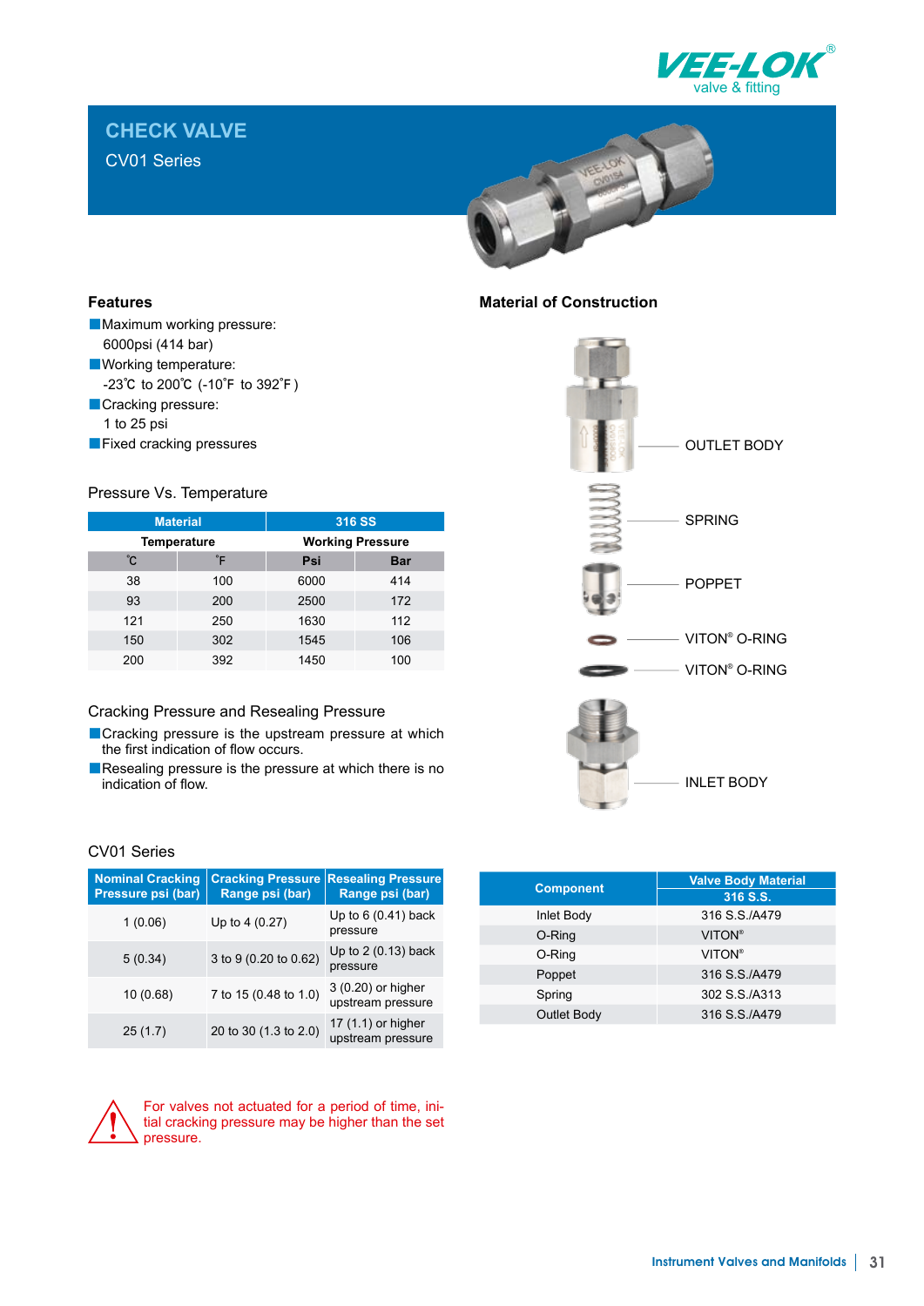# CHECK VALVE

CV01 Series

## Features

- Maximum working pressure: 6000psi (414 bar)
- Working temperature: -23℃ to 200℃ (-10˚F to 392˚F )
- Cracking pressure: 1 to 25 psi
- Fixed cracking pressures

### Pressure Vs. Temperature

| Material | | 316 SS | |
|---|---|---|---|
| Temperature | | Working Pressure | |
| ˚C | ˚F | Psi | Bar |
| 38 | 100 | 6000 | 414 |
| 93 | 200 | 2500 | 172 |
| 121 | 250 | 1630 | 112 |
| 150 | 302 | 1545 | 106 |
| 200 | 392 | 1450 | 100 |

### Cracking Pressure and Resealing Pressure

- Cracking pressure is the upstream pressure at which the first indication of flow occurs.
- Resealing pressure is the pressure at which there is no indication of flow.

### CV01 Series

| Nominal Cracking Pressure psi (bar) | Cracking Pressure Range psi (bar) | Resealing Pressure Range psi (bar) |
|---|---|---|
| 1 (0.06) | Up to 4 (0.27) | Up to 6 (0.41) back pressure |
| 5 (0.34) | 3 to 9 (0.20 to 0.62) | Up to 2 (0.13) back pressure |
| 10 (0.68) | 7 to 15 (0.48 to 1.0) | 3 (0.20) or higher upstream pressure |
| 25 (1.7) | 20 to 30 (1.3 to 2.0) | 17 (1.1) or higher upstream pressure |

For valves not actuated for a period of time, initial cracking pressure may be higher than the set pressure.

## Material of Construction

OUTLET BODY

SPRING

POPPET

VITON® O-RING

VITON® O-RING

INLET BODY

| Component | Valve Body Material |
|---|---|
| | 316 S.S. |
| Inlet Body | 316 S.S./A479 |
| O-Ring | VITON® |
| O-Ring | VITON® |
| Poppet | 316 S.S./A479 |
| Spring | 302 S.S./A313 |
| Outlet Body | 316 S.S./A479 |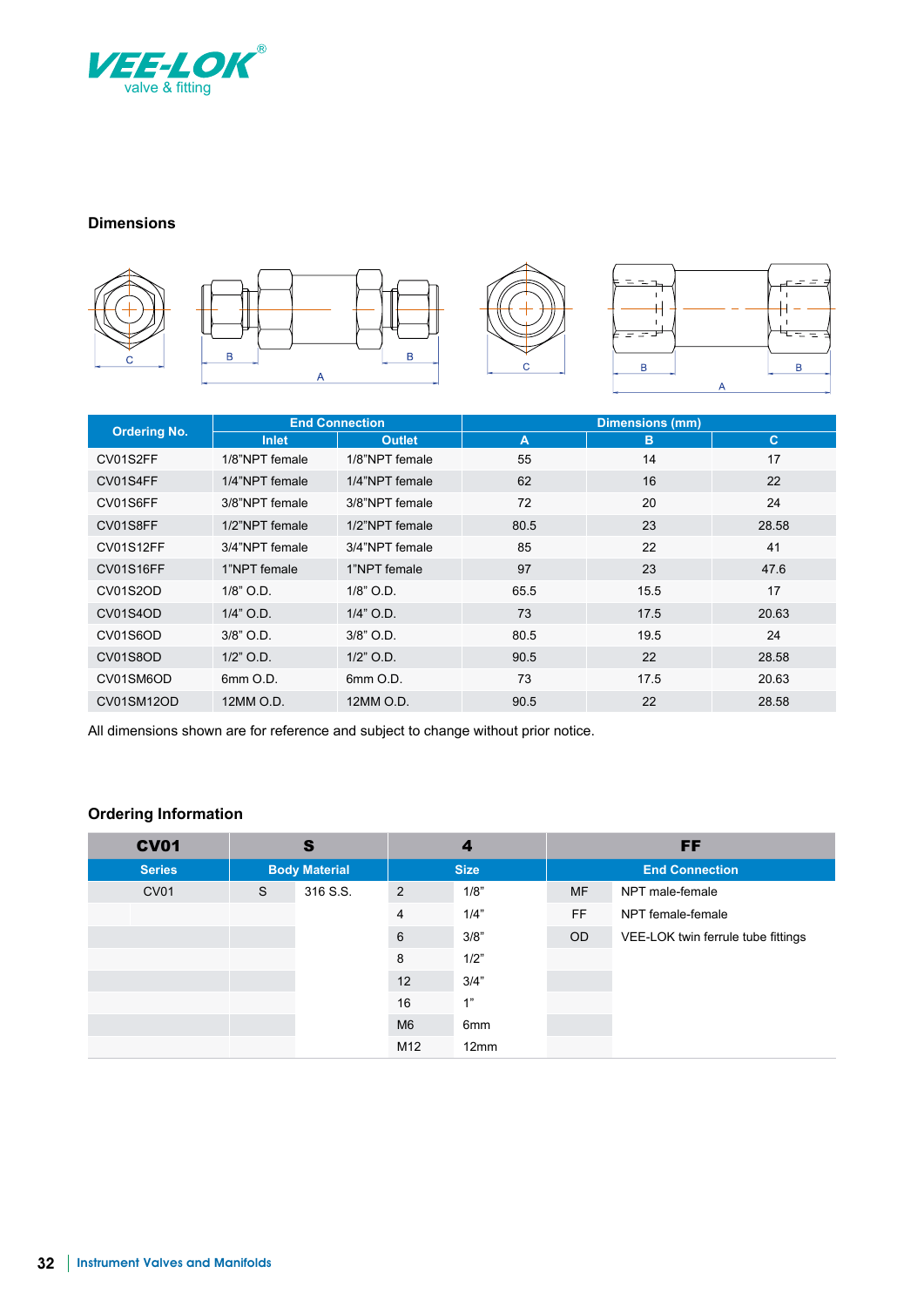## Dimensions

C

B

A

B

C

B

A

B

| Ordering No. | End Connection | | Dimensions (mm) | | |
|---|---|---|---|---|---|
| | Inlet | Outlet | A | B | C |
| CV01S2FF | 1/8"NPT female | 1/8"NPT female | 55 | 14 | 17 |
| CV01S4FF | 1/4"NPT female | 1/4"NPT female | 62 | 16 | 22 |
| CV01S6FF | 3/8"NPT female | 3/8"NPT female | 72 | 20 | 24 |
| CV01S8FF | 1/2"NPT female | 1/2"NPT female | 80.5 | 23 | 28.58 |
| CV01S12FF | 3/4"NPT female | 3/4"NPT female | 85 | 22 | 41 |
| CV01S16FF | 1"NPT female | 1"NPT female | 97 | 23 | 47.6 |
| CV01S2OD | 1/8" O.D. | 1/8" O.D. | 65.5 | 15.5 | 17 |
| CV01S4OD | 1/4" O.D. | 1/4" O.D. | 73 | 17.5 | 20.63 |
| CV01S6OD | 3/8" O.D. | 3/8" O.D. | 80.5 | 19.5 | 24 |
| CV01S8OD | 1/2" O.D. | 1/2" O.D. | 90.5 | 22 | 28.58 |
| CV01SM6OD | 6mm O.D. | 6mm O.D. | 73 | 17.5 | 20.63 |
| CV01SM12OD | 12MM O.D. | 12MM O.D. | 90.5 | 22 | 28.58 |

All dimensions shown are for reference and subject to change without prior notice.

## Ordering Information

| CV01 | S | | 4 | | FF | |
|---|---|---|---|---|---|---|
| Series | Body Material | | Size | | End Connection | |
| CV01 | S | 316 S.S. | 2 | 1/8" | MF | NPT male-female |
| | | | 4 | 1/4" | FF | NPT female-female |
| | | | 6 | 3/8" | OD | VEE-LOK twin ferrule tube fittings |
| | | | 8 | 1/2" | | |
| | | | 12 | 3/4" | | |
| | | | 16 | 1" | | |
| | | | M6 | 6mm | | |
| | | | M12 | 12mm | | |